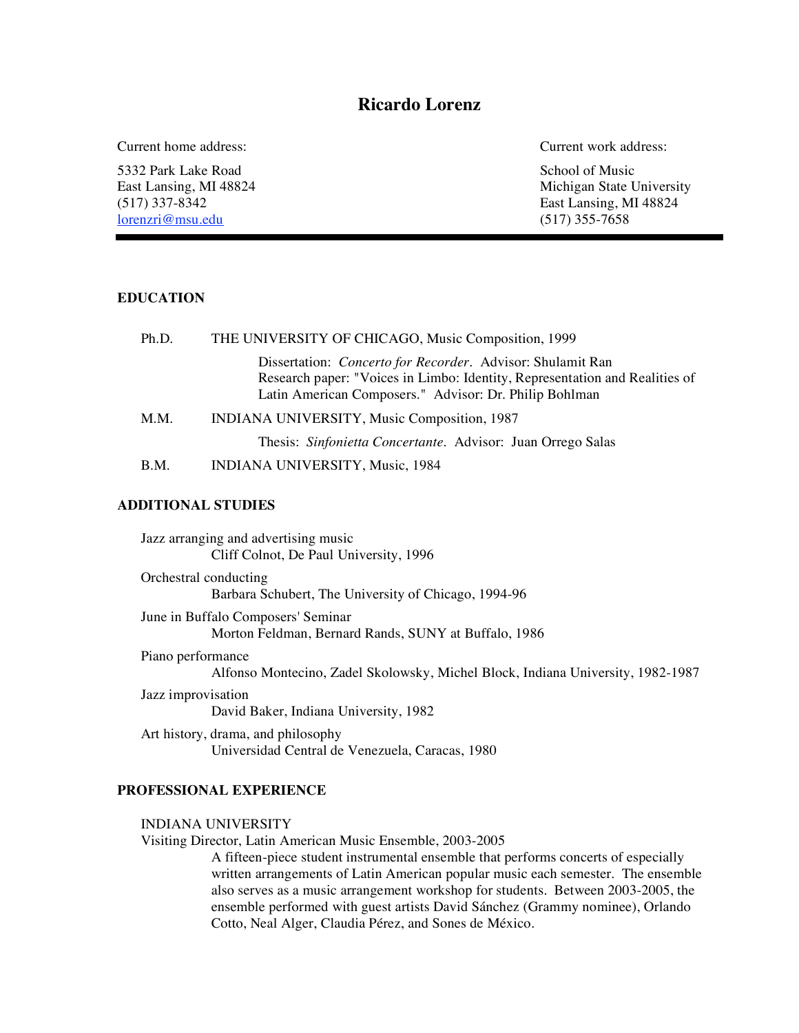# Ricardo Lorenz

Current home address:

5332 Park Lake Road
East Lansing, MI 48824
(517) 337-8342
[lorenzri@msu.edu](mailto:lorenzri@msu.edu)

Current work address:

School of Music
Michigan State University
East Lansing, MI 48824
(517) 355-7658

---

## EDUCATION

Ph.D. THE UNIVERSITY OF CHICAGO, Music Composition, 1999

Dissertation: *Concerto for Recorder*. Advisor: Shulamit Ran
Research paper: "Voices in Limbo: Identity, Representation and Realities of Latin American Composers." Advisor: Dr. Philip Bohlman

M.M. INDIANA UNIVERSITY, Music Composition, 1987

Thesis: *Sinfonietta Concertante*. Advisor: Juan Orrego Salas

B.M. INDIANA UNIVERSITY, Music, 1984

## ADDITIONAL STUDIES

Jazz arranging and advertising music
Cliff Colnot, De Paul University, 1996

Orchestral conducting
Barbara Schubert, The University of Chicago, 1994-96

June in Buffalo Composers' Seminar
Morton Feldman, Bernard Rands, SUNY at Buffalo, 1986

Piano performance
Alfonso Montecino, Zadel Skolowsky, Michel Block, Indiana University, 1982-1987

Jazz improvisation
David Baker, Indiana University, 1982

Art history, drama, and philosophy
Universidad Central de Venezuela, Caracas, 1980

## PROFESSIONAL EXPERIENCE

INDIANA UNIVERSITY
Visiting Director, Latin American Music Ensemble, 2003-2005

A fifteen-piece student instrumental ensemble that performs concerts of especially written arrangements of Latin American popular music each semester. The ensemble also serves as a music arrangement workshop for students. Between 2003-2005, the ensemble performed with guest artists David Sánchez (Grammy nominee), Orlando Cotto, Neal Alger, Claudia Pérez, and Sones de México.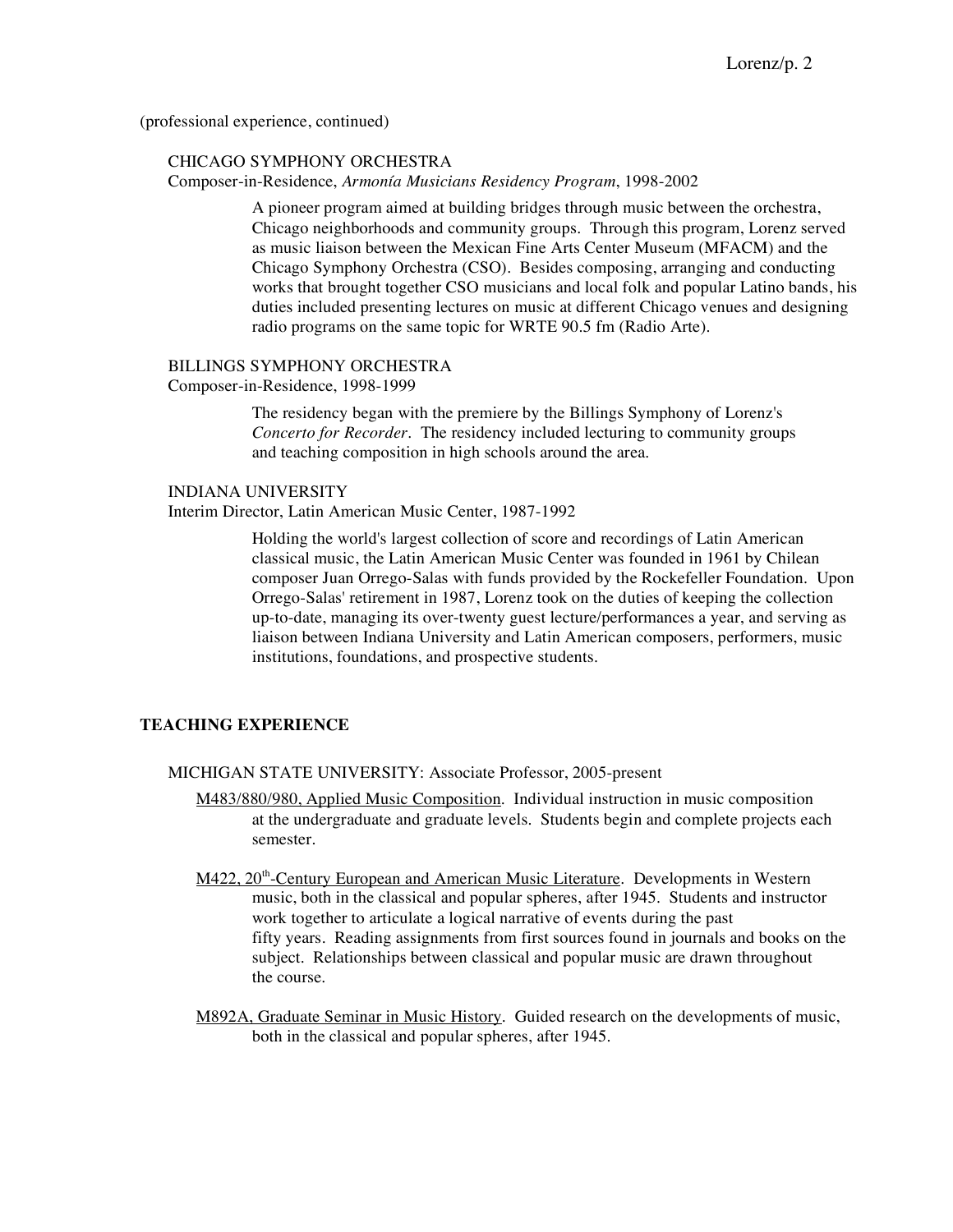(professional experience, continued)

CHICAGO SYMPHONY ORCHESTRA
Composer-in-Residence, *Armonía Musicians Residency Program*, 1998-2002

A pioneer program aimed at building bridges through music between the orchestra, Chicago neighborhoods and community groups. Through this program, Lorenz served as music liaison between the Mexican Fine Arts Center Museum (MFACM) and the Chicago Symphony Orchestra (CSO). Besides composing, arranging and conducting works that brought together CSO musicians and local folk and popular Latino bands, his duties included presenting lectures on music at different Chicago venues and designing radio programs on the same topic for WRTE 90.5 fm (Radio Arte).

BILLINGS SYMPHONY ORCHESTRA
Composer-in-Residence, 1998-1999

The residency began with the premiere by the Billings Symphony of Lorenz's *Concerto for Recorder*. The residency included lecturing to community groups and teaching composition in high schools around the area.

INDIANA UNIVERSITY
Interim Director, Latin American Music Center, 1987-1992

Holding the world's largest collection of score and recordings of Latin American classical music, the Latin American Music Center was founded in 1961 by Chilean composer Juan Orrego-Salas with funds provided by the Rockefeller Foundation. Upon Orrego-Salas' retirement in 1987, Lorenz took on the duties of keeping the collection up-to-date, managing its over-twenty guest lecture/performances a year, and serving as liaison between Indiana University and Latin American composers, performers, music institutions, foundations, and prospective students.

## TEACHING EXPERIENCE

MICHIGAN STATE UNIVERSITY: Associate Professor, 2005-present

M483/880/980, Applied Music Composition. Individual instruction in music composition at the undergraduate and graduate levels. Students begin and complete projects each semester.

M422, 20th-Century European and American Music Literature. Developments in Western music, both in the classical and popular spheres, after 1945. Students and instructor work together to articulate a logical narrative of events during the past fifty years. Reading assignments from first sources found in journals and books on the subject. Relationships between classical and popular music are drawn throughout the course.

M892A, Graduate Seminar in Music History. Guided research on the developments of music, both in the classical and popular spheres, after 1945.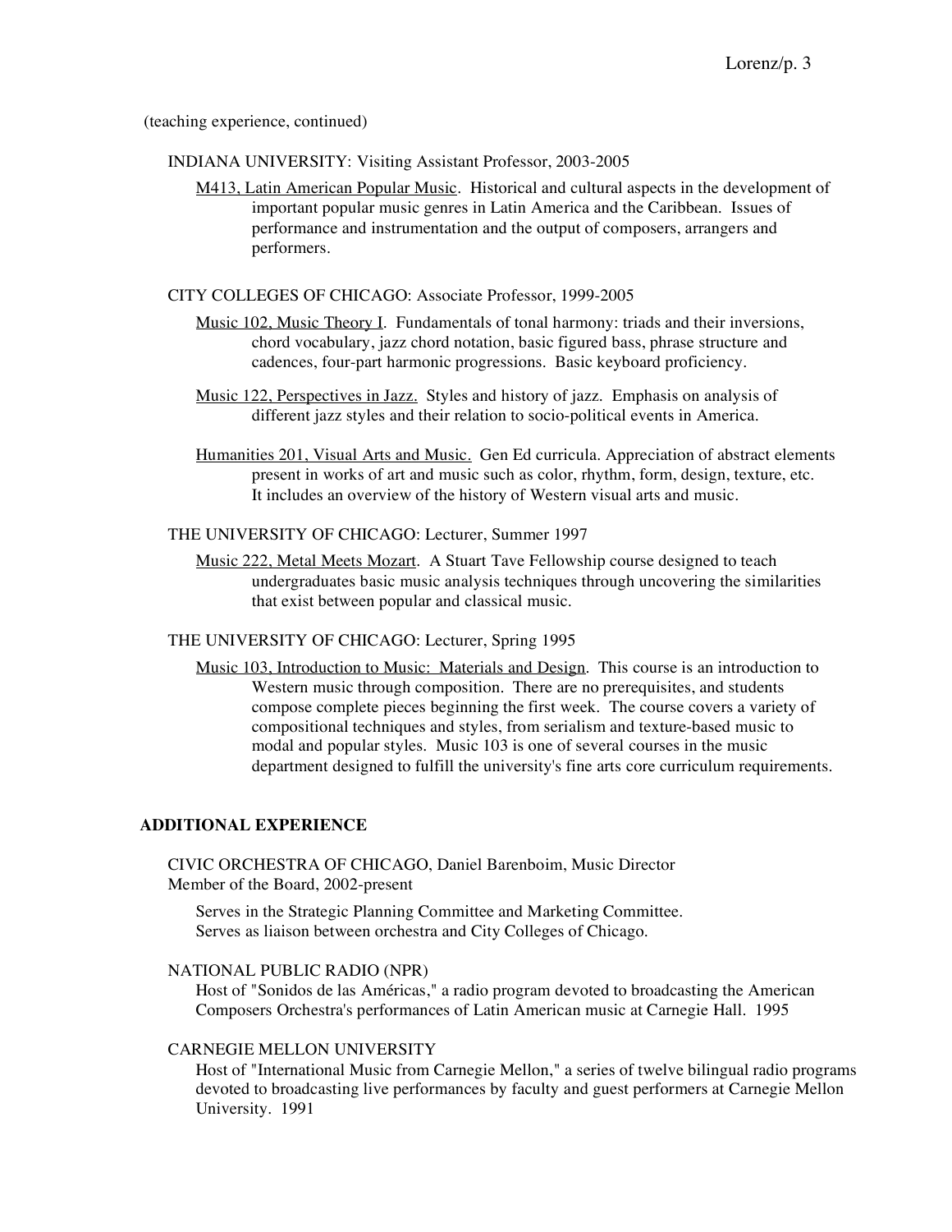(teaching experience, continued)

INDIANA UNIVERSITY: Visiting Assistant Professor, 2003-2005

<u>M413, Latin American Popular Music</u>. Historical and cultural aspects in the development of important popular music genres in Latin America and the Caribbean. Issues of performance and instrumentation and the output of composers, arrangers and performers.

CITY COLLEGES OF CHICAGO: Associate Professor, 1999-2005

<u>Music 102, Music Theory I</u>. Fundamentals of tonal harmony: triads and their inversions, chord vocabulary, jazz chord notation, basic figured bass, phrase structure and cadences, four-part harmonic progressions. Basic keyboard proficiency.

<u>Music 122, Perspectives in Jazz.</u> Styles and history of jazz. Emphasis on analysis of different jazz styles and their relation to socio-political events in America.

<u>Humanities 201, Visual Arts and Music.</u> Gen Ed curricula. Appreciation of abstract elements present in works of art and music such as color, rhythm, form, design, texture, etc. It includes an overview of the history of Western visual arts and music.

THE UNIVERSITY OF CHICAGO: Lecturer, Summer 1997

<u>Music 222, Metal Meets Mozart</u>. A Stuart Tave Fellowship course designed to teach undergraduates basic music analysis techniques through uncovering the similarities that exist between popular and classical music.

THE UNIVERSITY OF CHICAGO: Lecturer, Spring 1995

<u>Music 103, Introduction to Music: Materials and Design</u>. This course is an introduction to Western music through composition. There are no prerequisites, and students compose complete pieces beginning the first week. The course covers a variety of compositional techniques and styles, from serialism and texture-based music to modal and popular styles. Music 103 is one of several courses in the music department designed to fulfill the university's fine arts core curriculum requirements.

## ADDITIONAL EXPERIENCE

CIVIC ORCHESTRA OF CHICAGO, Daniel Barenboim, Music Director
Member of the Board, 2002-present

Serves in the Strategic Planning Committee and Marketing Committee.
Serves as liaison between orchestra and City Colleges of Chicago.

NATIONAL PUBLIC RADIO (NPR)
Host of "Sonidos de las Américas," a radio program devoted to broadcasting the American Composers Orchestra's performances of Latin American music at Carnegie Hall. 1995

CARNEGIE MELLON UNIVERSITY
Host of "International Music from Carnegie Mellon," a series of twelve bilingual radio programs devoted to broadcasting live performances by faculty and guest performers at Carnegie Mellon University. 1991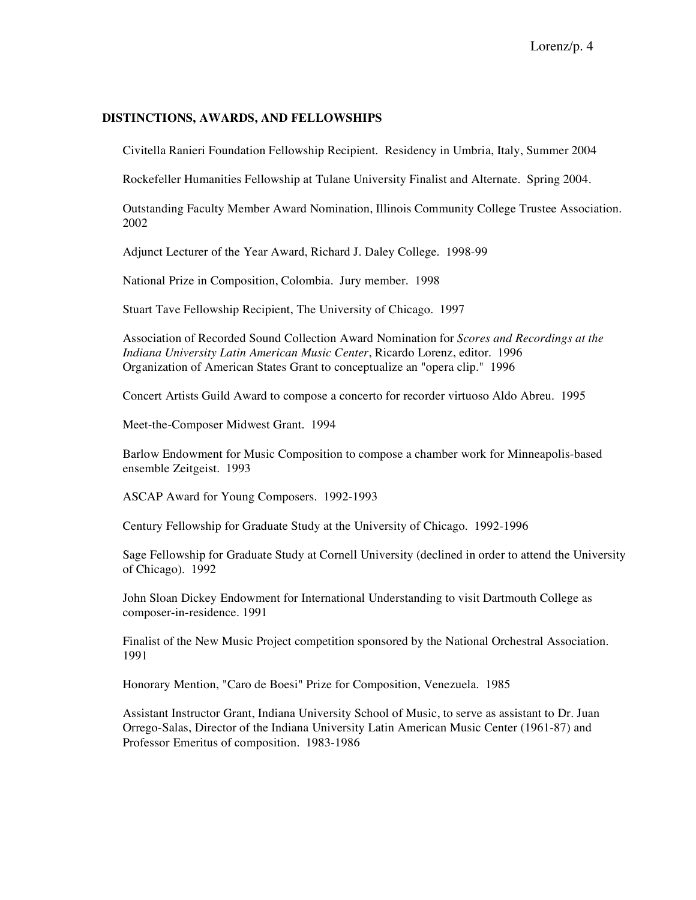## DISTINCTIONS, AWARDS, AND FELLOWSHIPS

Civitella Ranieri Foundation Fellowship Recipient. Residency in Umbria, Italy, Summer 2004

Rockefeller Humanities Fellowship at Tulane University Finalist and Alternate. Spring 2004.

Outstanding Faculty Member Award Nomination, Illinois Community College Trustee Association. 2002

Adjunct Lecturer of the Year Award, Richard J. Daley College. 1998-99

National Prize in Composition, Colombia. Jury member. 1998

Stuart Tave Fellowship Recipient, The University of Chicago. 1997

Association of Recorded Sound Collection Award Nomination for *Scores and Recordings at the Indiana University Latin American Music Center*, Ricardo Lorenz, editor. 1996
Organization of American States Grant to conceptualize an "opera clip." 1996

Concert Artists Guild Award to compose a concerto for recorder virtuoso Aldo Abreu. 1995

Meet-the-Composer Midwest Grant. 1994

Barlow Endowment for Music Composition to compose a chamber work for Minneapolis-based ensemble Zeitgeist. 1993

ASCAP Award for Young Composers. 1992-1993

Century Fellowship for Graduate Study at the University of Chicago. 1992-1996

Sage Fellowship for Graduate Study at Cornell University (declined in order to attend the University of Chicago). 1992

John Sloan Dickey Endowment for International Understanding to visit Dartmouth College as composer-in-residence. 1991

Finalist of the New Music Project competition sponsored by the National Orchestral Association. 1991

Honorary Mention, "Caro de Boesi" Prize for Composition, Venezuela. 1985

Assistant Instructor Grant, Indiana University School of Music, to serve as assistant to Dr. Juan Orrego-Salas, Director of the Indiana University Latin American Music Center (1961-87) and Professor Emeritus of composition. 1983-1986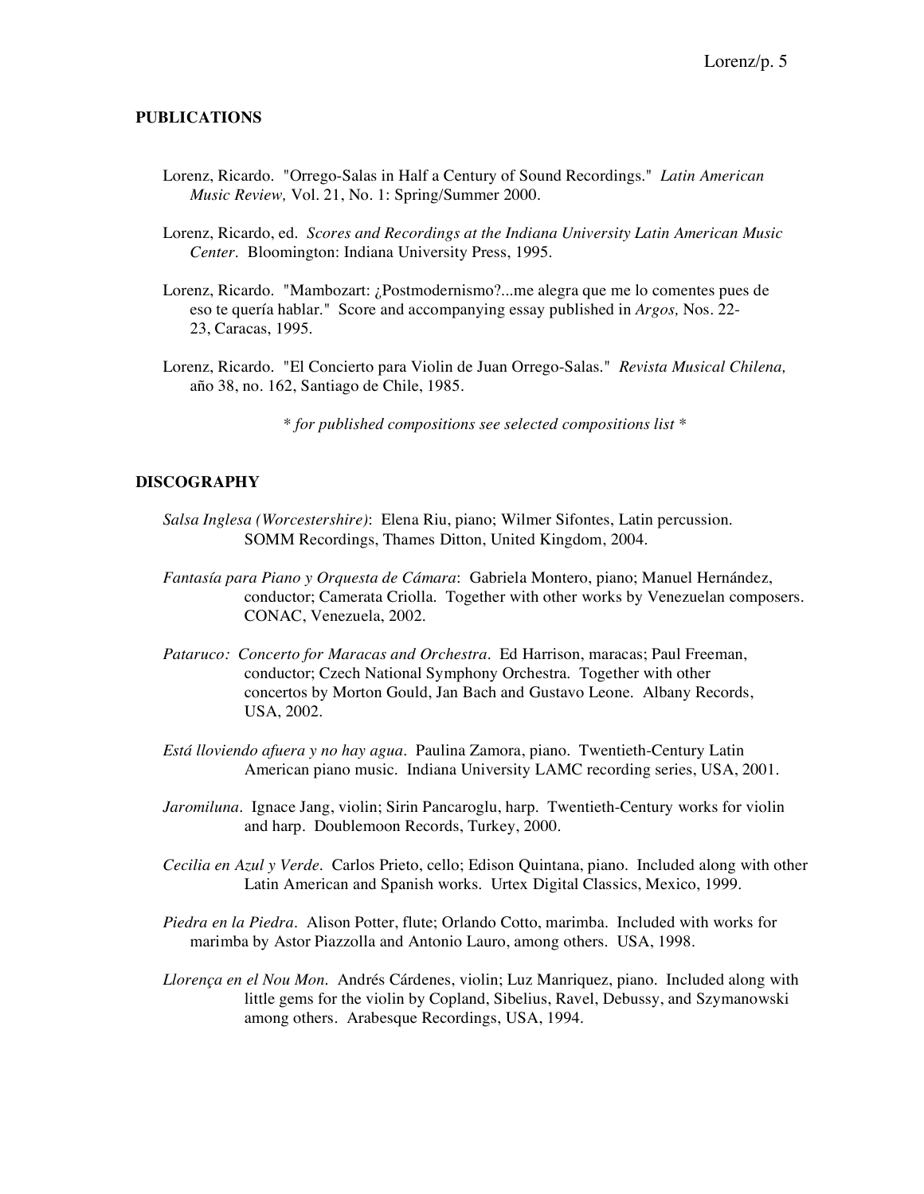## PUBLICATIONS

Lorenz, Ricardo. "Orrego-Salas in Half a Century of Sound Recordings." *Latin American Music Review,* Vol. 21, No. 1: Spring/Summer 2000.

Lorenz, Ricardo, ed. *Scores and Recordings at the Indiana University Latin American Music Center*. Bloomington: Indiana University Press, 1995.

Lorenz, Ricardo. "Mambozart: ¿Postmodernismo?...me alegra que me lo comentes pues de eso te quería hablar." Score and accompanying essay published in *Argos,* Nos. 22-23, Caracas, 1995.

Lorenz, Ricardo. "El Concierto para Violin de Juan Orrego-Salas." *Revista Musical Chilena,* año 38, no. 162, Santiago de Chile, 1985.

*\* for published compositions see selected compositions list \**

## DISCOGRAPHY

*Salsa Inglesa (Worcestershire)*: Elena Riu, piano; Wilmer Sifontes, Latin percussion. SOMM Recordings, Thames Ditton, United Kingdom, 2004.

*Fantasía para Piano y Orquesta de Cámara*: Gabriela Montero, piano; Manuel Hernández, conductor; Camerata Criolla. Together with other works by Venezuelan composers. CONAC, Venezuela, 2002.

*Pataruco: Concerto for Maracas and Orchestra*. Ed Harrison, maracas; Paul Freeman, conductor; Czech National Symphony Orchestra. Together with other concertos by Morton Gould, Jan Bach and Gustavo Leone. Albany Records, USA, 2002.

*Está lloviendo afuera y no hay agua*. Paulina Zamora, piano. Twentieth-Century Latin American piano music. Indiana University LAMC recording series, USA, 2001.

*Jaromiluna*. Ignace Jang, violin; Sirin Pancaroglu, harp. Twentieth-Century works for violin and harp. Doublemoon Records, Turkey, 2000.

*Cecilia en Azul y Verde*. Carlos Prieto, cello; Edison Quintana, piano. Included along with other Latin American and Spanish works. Urtex Digital Classics, Mexico, 1999.

*Piedra en la Piedra*. Alison Potter, flute; Orlando Cotto, marimba. Included with works for marimba by Astor Piazzolla and Antonio Lauro, among others. USA, 1998.

*Llorença en el Nou Mon*. Andrés Cárdenes, violin; Luz Manriquez, piano. Included along with little gems for the violin by Copland, Sibelius, Ravel, Debussy, and Szymanowski among others. Arabesque Recordings, USA, 1994.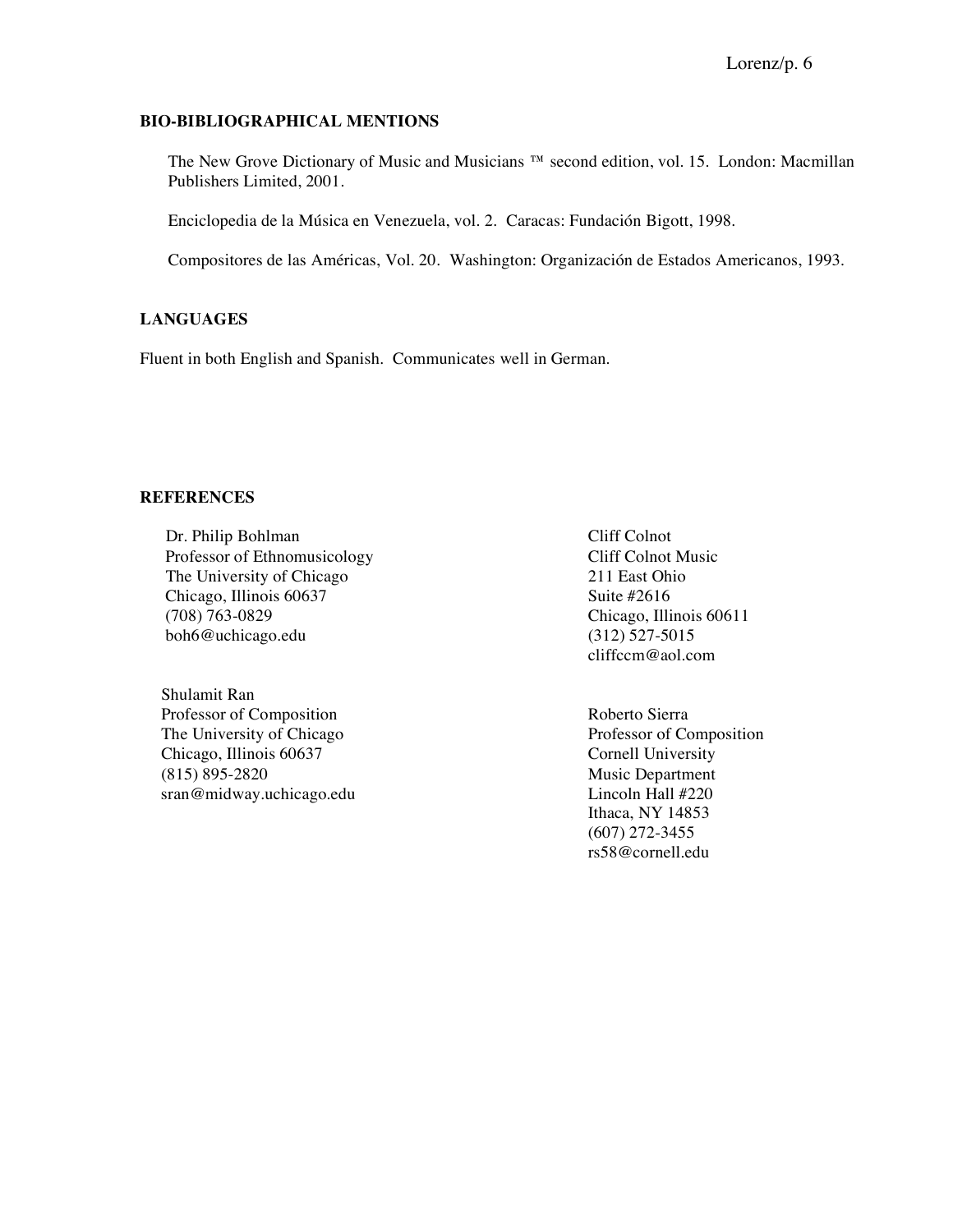## BIO-BIBLIOGRAPHICAL MENTIONS

The New Grove Dictionary of Music and Musicians ™ second edition, vol. 15. London: Macmillan Publishers Limited, 2001.

Enciclopedia de la Música en Venezuela, vol. 2. Caracas: Fundación Bigott, 1998.

Compositores de las Américas, Vol. 20. Washington: Organización de Estados Americanos, 1993.

## LANGUAGES

Fluent in both English and Spanish. Communicates well in German.

## REFERENCES

Dr. Philip Bohlman
Professor of Ethnomusicology
The University of Chicago
Chicago, Illinois 60637
(708) 763-0829
boh6@uchicago.edu

Cliff Colnot
Cliff Colnot Music
211 East Ohio
Suite #2616
Chicago, Illinois 60611
(312) 527-5015
cliffccm@aol.com

Shulamit Ran
Professor of Composition
The University of Chicago
Chicago, Illinois 60637
(815) 895-2820
sran@midway.uchicago.edu

Roberto Sierra
Professor of Composition
Cornell University
Music Department
Lincoln Hall #220
Ithaca, NY 14853
(607) 272-3455
rs58@cornell.edu